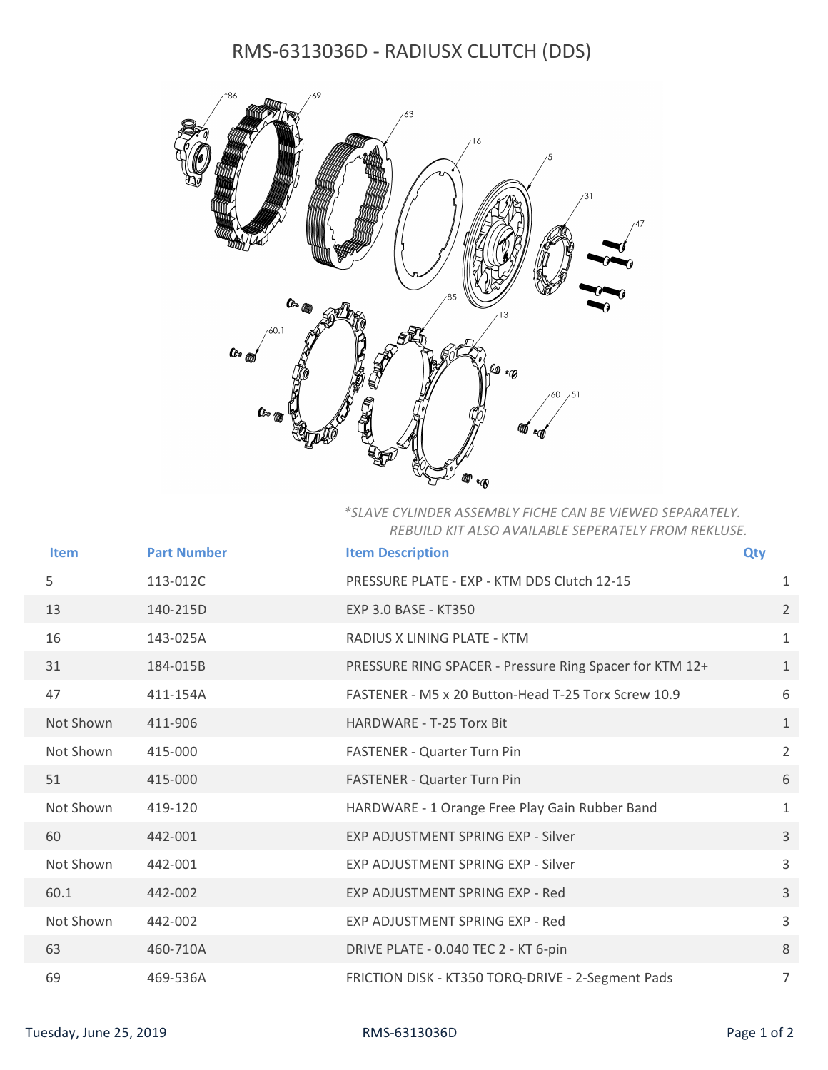# RMS-6313036D - RADIUSX CLUTCH (DDS)

*\*SLAVE CYLINDER ASSEMBLY FICHE CAN BE VIEWED SEPARATELY. REBUILD KIT ALSO AVAILABLE SEPERATELY FROM REKLUSE.*

| Item | Part Number | Item Description | Qty |
|---|---|---|---|
| 5 | 113-012C | PRESSURE PLATE - EXP - KTM DDS Clutch 12-15 | 1 |
| 13 | 140-215D | EXP 3.0 BASE - KT350 | 2 |
| 16 | 143-025A | RADIUS X LINING PLATE - KTM | 1 |
| 31 | 184-015B | PRESSURE RING SPACER - Pressure Ring Spacer for KTM 12+ | 1 |
| 47 | 411-154A | FASTENER - M5 x 20 Button-Head T-25 Torx Screw 10.9 | 6 |
| Not Shown | 411-906 | HARDWARE - T-25 Torx Bit | 1 |
| Not Shown | 415-000 | FASTENER - Quarter Turn Pin | 2 |
| 51 | 415-000 | FASTENER - Quarter Turn Pin | 6 |
| Not Shown | 419-120 | HARDWARE - 1 Orange Free Play Gain Rubber Band | 1 |
| 60 | 442-001 | EXP ADJUSTMENT SPRING EXP - Silver | 3 |
| Not Shown | 442-001 | EXP ADJUSTMENT SPRING EXP - Silver | 3 |
| 60.1 | 442-002 | EXP ADJUSTMENT SPRING EXP - Red | 3 |
| Not Shown | 442-002 | EXP ADJUSTMENT SPRING EXP - Red | 3 |
| 63 | 460-710A | DRIVE PLATE - 0.040 TEC 2 - KT 6-pin | 8 |
| 69 | 469-536A | FRICTION DISK - KT350 TORQ-DRIVE - 2-Segment Pads | 7 |

Tuesday, June 25, 2019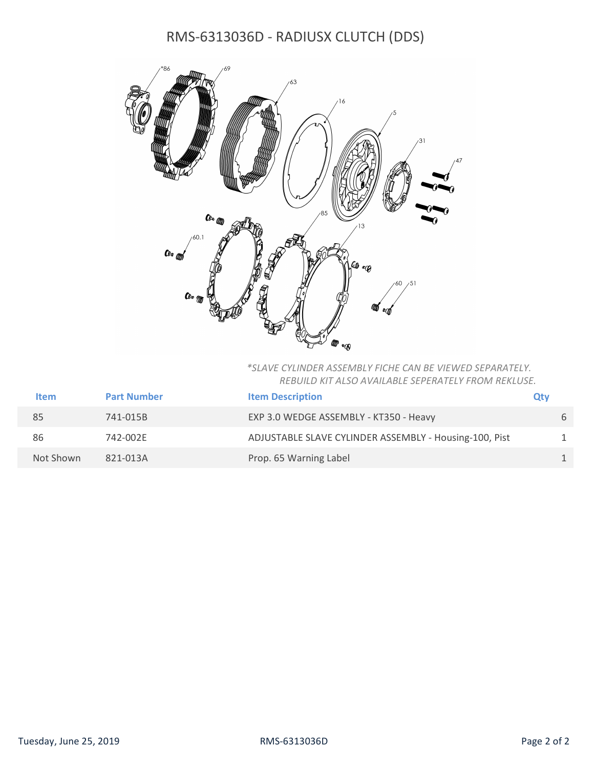# RMS-6313036D - RADIUSX CLUTCH (DDS)

*86 69 63 16 5 31 47 85 13 60.1 60 51

*\*SLAVE CYLINDER ASSEMBLY FICHE CAN BE VIEWED SEPARATELY.*
*REBUILD KIT ALSO AVAILABLE SEPERATELY FROM REKLUSE.*

| Item | Part Number | Item Description | Qty |
|---|---|---|---|
| 85 | 741-015B | EXP 3.0 WEDGE ASSEMBLY - KT350 - Heavy | 6 |
| 86 | 742-002E | ADJUSTABLE SLAVE CYLINDER ASSEMBLY - Housing-100, Pist | 1 |
| Not Shown | 821-013A | Prop. 65 Warning Label | 1 |

Tuesday, June 25, 2019